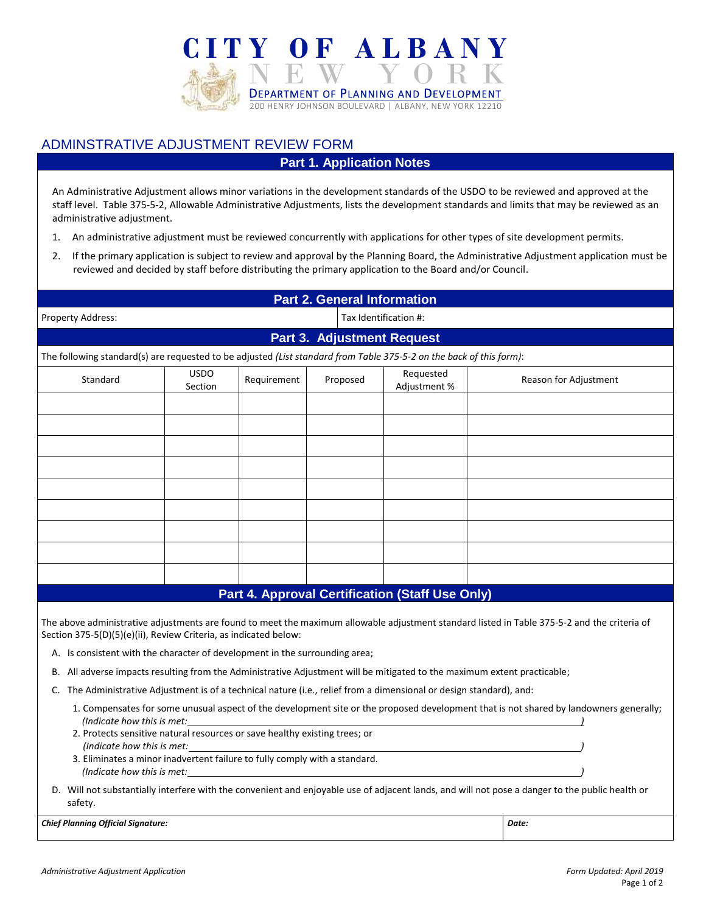# CITY OF ALBANY
# NEW YORK

DEPARTMENT OF PLANNING AND DEVELOPMENT
200 HENRY JOHNSON BOULEVARD | ALBANY, NEW YORK 12210

## ADMINSTRATIVE ADJUSTMENT REVIEW FORM

### Part 1. Application Notes

An Administrative Adjustment allows minor variations in the development standards of the USDO to be reviewed and approved at the staff level. Table 375-5-2, Allowable Administrative Adjustments, lists the development standards and limits that may be reviewed as an administrative adjustment.

1. An administrative adjustment must be reviewed concurrently with applications for other types of site development permits.
2. If the primary application is subject to review and approval by the Planning Board, the Administrative Adjustment application must be reviewed and decided by staff before distributing the primary application to the Board and/or Council.

### Part 2. General Information

| Property Address: | Tax Identification #: |
|---|---|

### Part 3. Adjustment Request

The following standard(s) are requested to be adjusted *(List standard from Table 375-5-2 on the back of this form)*:

| Standard | USDO Section | Requirement | Proposed | Requested Adjustment % | Reason for Adjustment |
|---|---|---|---|---|---|
| | | | | | |
| | | | | | |
| | | | | | |
| | | | | | |
| | | | | | |
| | | | | | |
| | | | | | |
| | | | | | |
| | | | | | |

### Part 4. Approval Certification (Staff Use Only)

The above administrative adjustments are found to meet the maximum allowable adjustment standard listed in Table 375-5-2 and the criteria of Section 375-5(D)(5)(e)(ii), Review Criteria, as indicated below:

A. Is consistent with the character of development in the surrounding area;

B. All adverse impacts resulting from the Administrative Adjustment will be mitigated to the maximum extent practicable;

C. The Administrative Adjustment is of a technical nature (i.e., relief from a dimensional or design standard), and:

1. Compensates for some unusual aspect of the development site or the proposed development that is not shared by landowners generally; *(Indicate how this is met:\_\_\_\_\_\_\_\_\_\_\_\_\_\_\_\_\_\_\_\_\_\_\_\_\_\_\_\_\_\_\_\_\_\_\_\_\_\_\_\_)*
2. Protects sensitive natural resources or save healthy existing trees; or *(Indicate how this is met:\_\_\_\_\_\_\_\_\_\_\_\_\_\_\_\_\_\_\_\_\_\_\_\_\_\_\_\_\_\_\_\_\_\_\_\_\_\_\_\_)*
3. Eliminates a minor inadvertent failure to fully comply with a standard. *(Indicate how this is met:\_\_\_\_\_\_\_\_\_\_\_\_\_\_\_\_\_\_\_\_\_\_\_\_\_\_\_\_\_\_\_\_\_\_\_\_\_\_\_\_)*

D. Will not substantially interfere with the convenient and enjoyable use of adjacent lands, and will not pose a danger to the public health or safety.

| ***Chief Planning Official Signature:*** | ***Date:*** |
|---|---|

*Administrative Adjustment Application* *Form Updated: April 2019*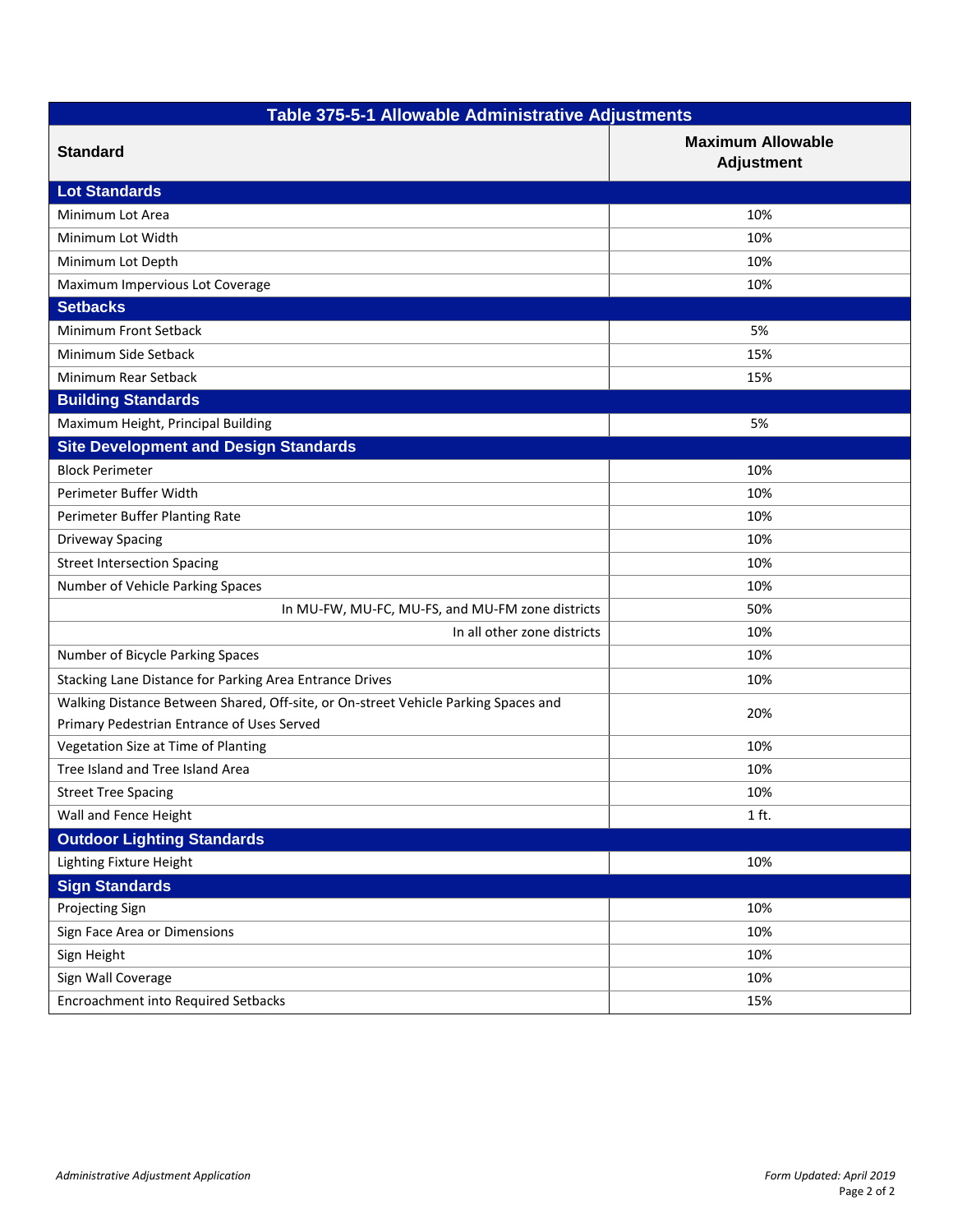| Table 375-5-1 Allowable Administrative Adjustments | |
|---|---|
| **Standard** | **Maximum Allowable Adjustment** |
| **Lot Standards** | |
| Minimum Lot Area | 10% |
| Minimum Lot Width | 10% |
| Minimum Lot Depth | 10% |
| Maximum Impervious Lot Coverage | 10% |
| **Setbacks** | |
| Minimum Front Setback | 5% |
| Minimum Side Setback | 15% |
| Minimum Rear Setback | 15% |
| **Building Standards** | |
| Maximum Height, Principal Building | 5% |
| **Site Development and Design Standards** | |
| Block Perimeter | 10% |
| Perimeter Buffer Width | 10% |
| Perimeter Buffer Planting Rate | 10% |
| Driveway Spacing | 10% |
| Street Intersection Spacing | 10% |
| Number of Vehicle Parking Spaces | 10% |
| In MU-FW, MU-FC, MU-FS, and MU-FM zone districts | 50% |
| In all other zone districts | 10% |
| Number of Bicycle Parking Spaces | 10% |
| Stacking Lane Distance for Parking Area Entrance Drives | 10% |
| Walking Distance Between Shared, Off-site, or On-street Vehicle Parking Spaces and Primary Pedestrian Entrance of Uses Served | 20% |
| Vegetation Size at Time of Planting | 10% |
| Tree Island and Tree Island Area | 10% |
| Street Tree Spacing | 10% |
| Wall and Fence Height | 1 ft. |
| **Outdoor Lighting Standards** | |
| Lighting Fixture Height | 10% |
| **Sign Standards** | |
| Projecting Sign | 10% |
| Sign Face Area or Dimensions | 10% |
| Sign Height | 10% |
| Sign Wall Coverage | 10% |
| Encroachment into Required Setbacks | 15% |